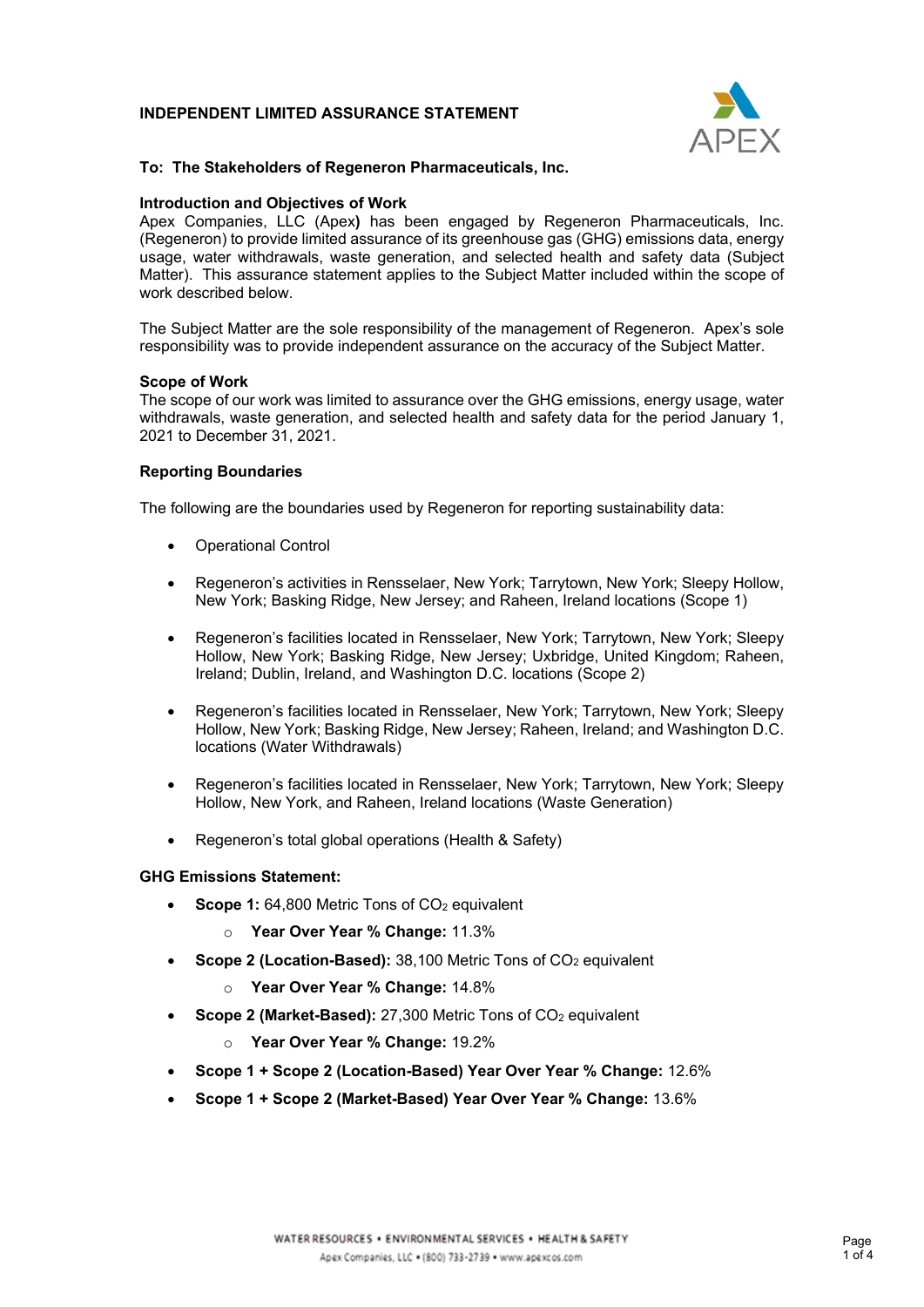## INDEPENDENT LIMITED ASSURANCE STATEMENT

**To: The Stakeholders of Regeneron Pharmaceuticals, Inc.**

**Introduction and Objectives of Work**

Apex Companies, LLC (Apex**)** has been engaged by Regeneron Pharmaceuticals, Inc. (Regeneron) to provide limited assurance of its greenhouse gas (GHG) emissions data, energy usage, water withdrawals, waste generation, and selected health and safety data (Subject Matter). This assurance statement applies to the Subject Matter included within the scope of work described below.

The Subject Matter are the sole responsibility of the management of Regeneron. Apex's sole responsibility was to provide independent assurance on the accuracy of the Subject Matter.

**Scope of Work**

The scope of our work was limited to assurance over the GHG emissions, energy usage, water withdrawals, waste generation, and selected health and safety data for the period January 1, 2021 to December 31, 2021.

**Reporting Boundaries**

The following are the boundaries used by Regeneron for reporting sustainability data:

- Operational Control
- Regeneron's activities in Rensselaer, New York; Tarrytown, New York; Sleepy Hollow, New York; Basking Ridge, New Jersey; and Raheen, Ireland locations (Scope 1)
- Regeneron's facilities located in Rensselaer, New York; Tarrytown, New York; Sleepy Hollow, New York; Basking Ridge, New Jersey; Uxbridge, United Kingdom; Raheen, Ireland; Dublin, Ireland, and Washington D.C. locations (Scope 2)
- Regeneron's facilities located in Rensselaer, New York; Tarrytown, New York; Sleepy Hollow, New York; Basking Ridge, New Jersey; Raheen, Ireland; and Washington D.C. locations (Water Withdrawals)
- Regeneron's facilities located in Rensselaer, New York; Tarrytown, New York; Sleepy Hollow, New York, and Raheen, Ireland locations (Waste Generation)
- Regeneron's total global operations (Health & Safety)

**GHG Emissions Statement:**

- **Scope 1:** 64,800 Metric Tons of $CO_2$ equivalent
  - **Year Over Year % Change:** 11.3%
- **Scope 2 (Location-Based):** 38,100 Metric Tons of $CO_2$ equivalent
  - **Year Over Year % Change:** 14.8%
- **Scope 2 (Market-Based):** 27,300 Metric Tons of $CO_2$ equivalent
  - **Year Over Year % Change:** 19.2%
- **Scope 1 + Scope 2 (Location-Based) Year Over Year % Change:** 12.6%
- **Scope 1 + Scope 2 (Market-Based) Year Over Year % Change:** 13.6%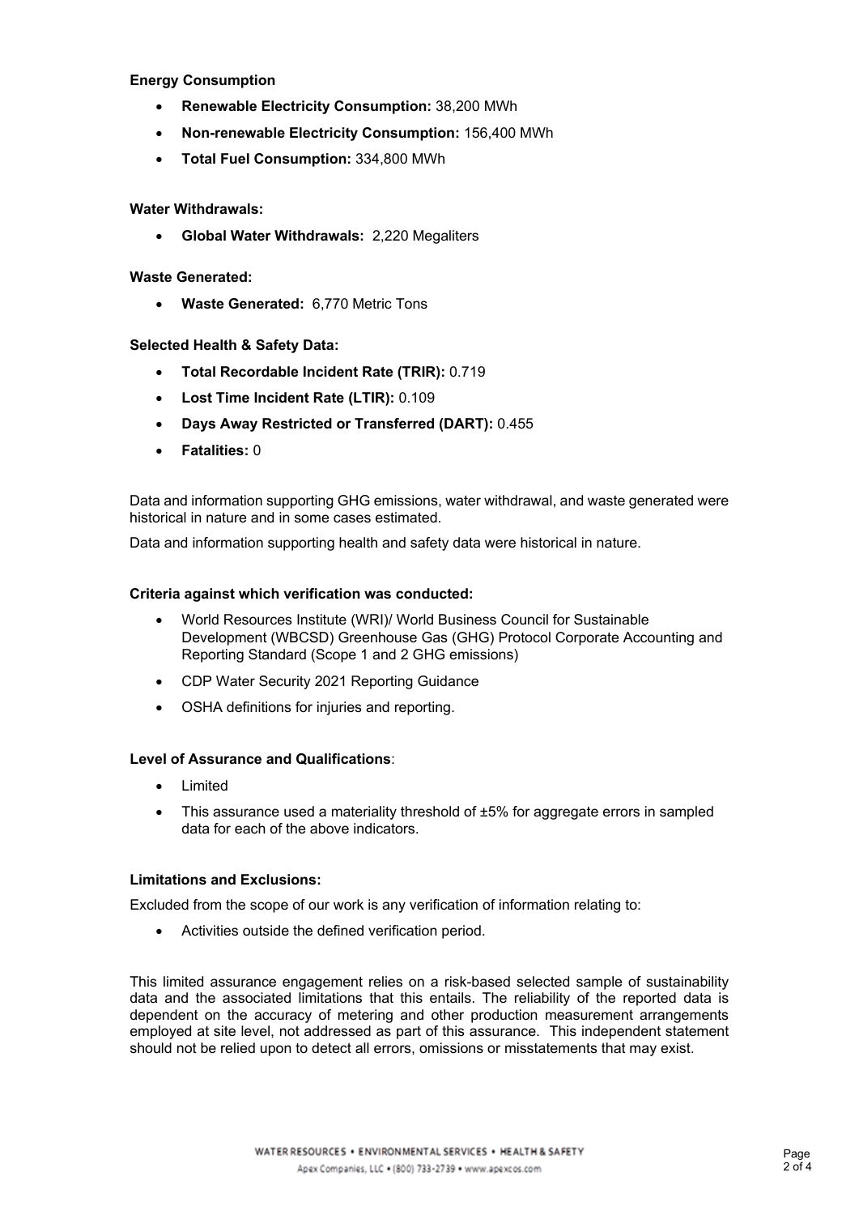**Energy Consumption**

- **Renewable Electricity Consumption:** 38,200 MWh
- **Non-renewable Electricity Consumption:** 156,400 MWh
- **Total Fuel Consumption:** 334,800 MWh

**Water Withdrawals:**

- **Global Water Withdrawals:** 2,220 Megaliters

**Waste Generated:**

- **Waste Generated:** 6,770 Metric Tons

**Selected Health & Safety Data:**

- **Total Recordable Incident Rate (TRIR):** 0.719
- **Lost Time Incident Rate (LTIR):** 0.109
- **Days Away Restricted or Transferred (DART):** 0.455
- **Fatalities:** 0

Data and information supporting GHG emissions, water withdrawal, and waste generated were historical in nature and in some cases estimated.

Data and information supporting health and safety data were historical in nature.

**Criteria against which verification was conducted:**

- World Resources Institute (WRI)/ World Business Council for Sustainable Development (WBCSD) Greenhouse Gas (GHG) Protocol Corporate Accounting and Reporting Standard (Scope 1 and 2 GHG emissions)
- CDP Water Security 2021 Reporting Guidance
- OSHA definitions for injuries and reporting.

**Level of Assurance and Qualifications**:

- Limited
- This assurance used a materiality threshold of ±5% for aggregate errors in sampled data for each of the above indicators.

**Limitations and Exclusions:**

Excluded from the scope of our work is any verification of information relating to:

- Activities outside the defined verification period.

This limited assurance engagement relies on a risk-based selected sample of sustainability data and the associated limitations that this entails. The reliability of the reported data is dependent on the accuracy of metering and other production measurement arrangements employed at site level, not addressed as part of this assurance. This independent statement should not be relied upon to detect all errors, omissions or misstatements that may exist.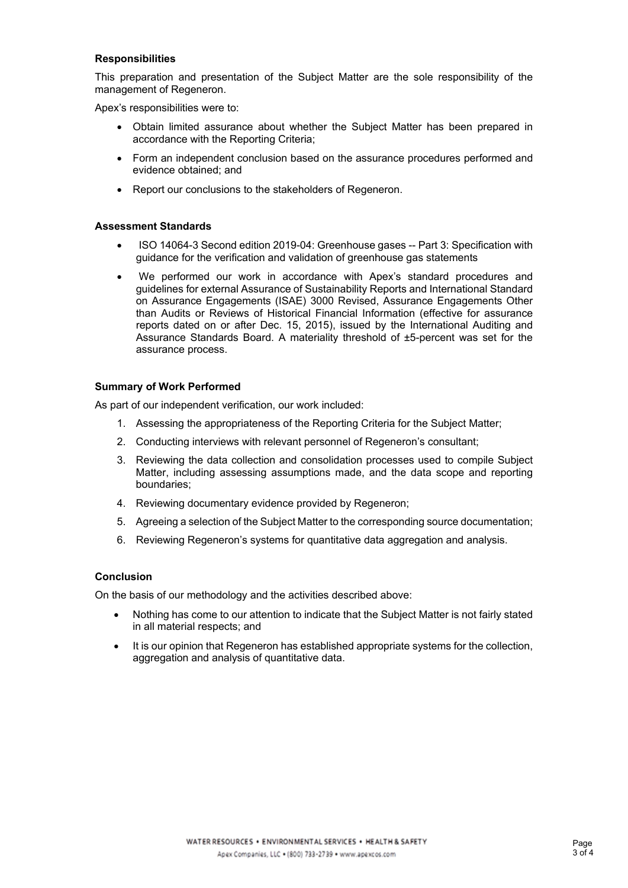**Responsibilities**

This preparation and presentation of the Subject Matter are the sole responsibility of the management of Regeneron.

Apex's responsibilities were to:

- Obtain limited assurance about whether the Subject Matter has been prepared in accordance with the Reporting Criteria;
- Form an independent conclusion based on the assurance procedures performed and evidence obtained; and
- Report our conclusions to the stakeholders of Regeneron.

**Assessment Standards**

- ISO 14064-3 Second edition 2019-04: Greenhouse gases -- Part 3: Specification with guidance for the verification and validation of greenhouse gas statements
- We performed our work in accordance with Apex's standard procedures and guidelines for external Assurance of Sustainability Reports and International Standard on Assurance Engagements (ISAE) 3000 Revised, Assurance Engagements Other than Audits or Reviews of Historical Financial Information (effective for assurance reports dated on or after Dec. 15, 2015), issued by the International Auditing and Assurance Standards Board. A materiality threshold of ±5-percent was set for the assurance process.

**Summary of Work Performed**

As part of our independent verification, our work included:

1. Assessing the appropriateness of the Reporting Criteria for the Subject Matter;
2. Conducting interviews with relevant personnel of Regeneron's consultant;
3. Reviewing the data collection and consolidation processes used to compile Subject Matter, including assessing assumptions made, and the data scope and reporting boundaries;
4. Reviewing documentary evidence provided by Regeneron;
5. Agreeing a selection of the Subject Matter to the corresponding source documentation;
6. Reviewing Regeneron's systems for quantitative data aggregation and analysis.

**Conclusion**

On the basis of our methodology and the activities described above:

- Nothing has come to our attention to indicate that the Subject Matter is not fairly stated in all material respects; and
- It is our opinion that Regeneron has established appropriate systems for the collection, aggregation and analysis of quantitative data.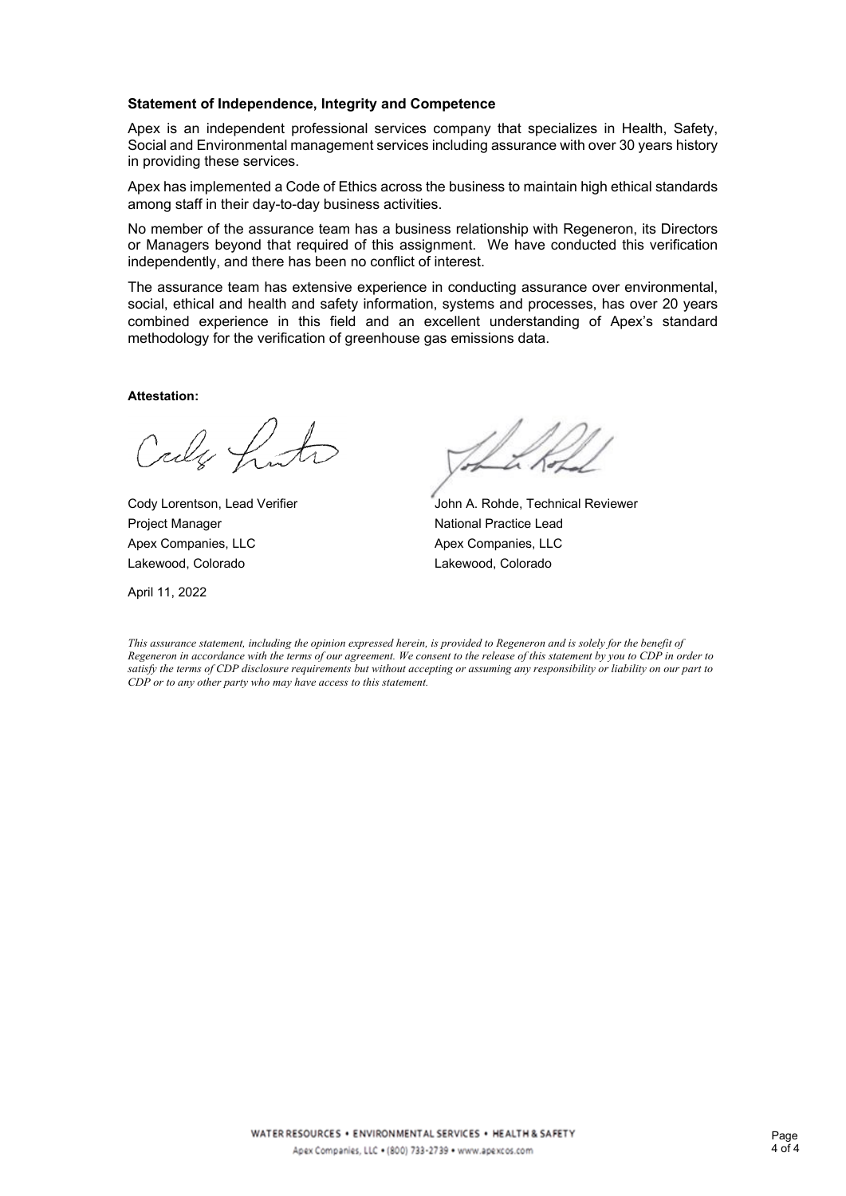**Statement of Independence, Integrity and Competence**

Apex is an independent professional services company that specializes in Health, Safety, Social and Environmental management services including assurance with over 30 years history in providing these services.

Apex has implemented a Code of Ethics across the business to maintain high ethical standards among staff in their day-to-day business activities.

No member of the assurance team has a business relationship with Regeneron, its Directors or Managers beyond that required of this assignment. We have conducted this verification independently, and there has been no conflict of interest.

The assurance team has extensive experience in conducting assurance over environmental, social, ethical and health and safety information, systems and processes, has over 20 years combined experience in this field and an excellent understanding of Apex's standard methodology for the verification of greenhouse gas emissions data.

**Attestation:**

Cody Lorentson, Lead Verifier
Project Manager
Apex Companies, LLC
Lakewood, Colorado

John A. Rohde, Technical Reviewer
National Practice Lead
Apex Companies, LLC
Lakewood, Colorado

April 11, 2022

*This assurance statement, including the opinion expressed herein, is provided to Regeneron and is solely for the benefit of Regeneron in accordance with the terms of our agreement. We consent to the release of this statement by you to CDP in order to satisfy the terms of CDP disclosure requirements but without accepting or assuming any responsibility or liability on our part to CDP or to any other party who may have access to this statement.*